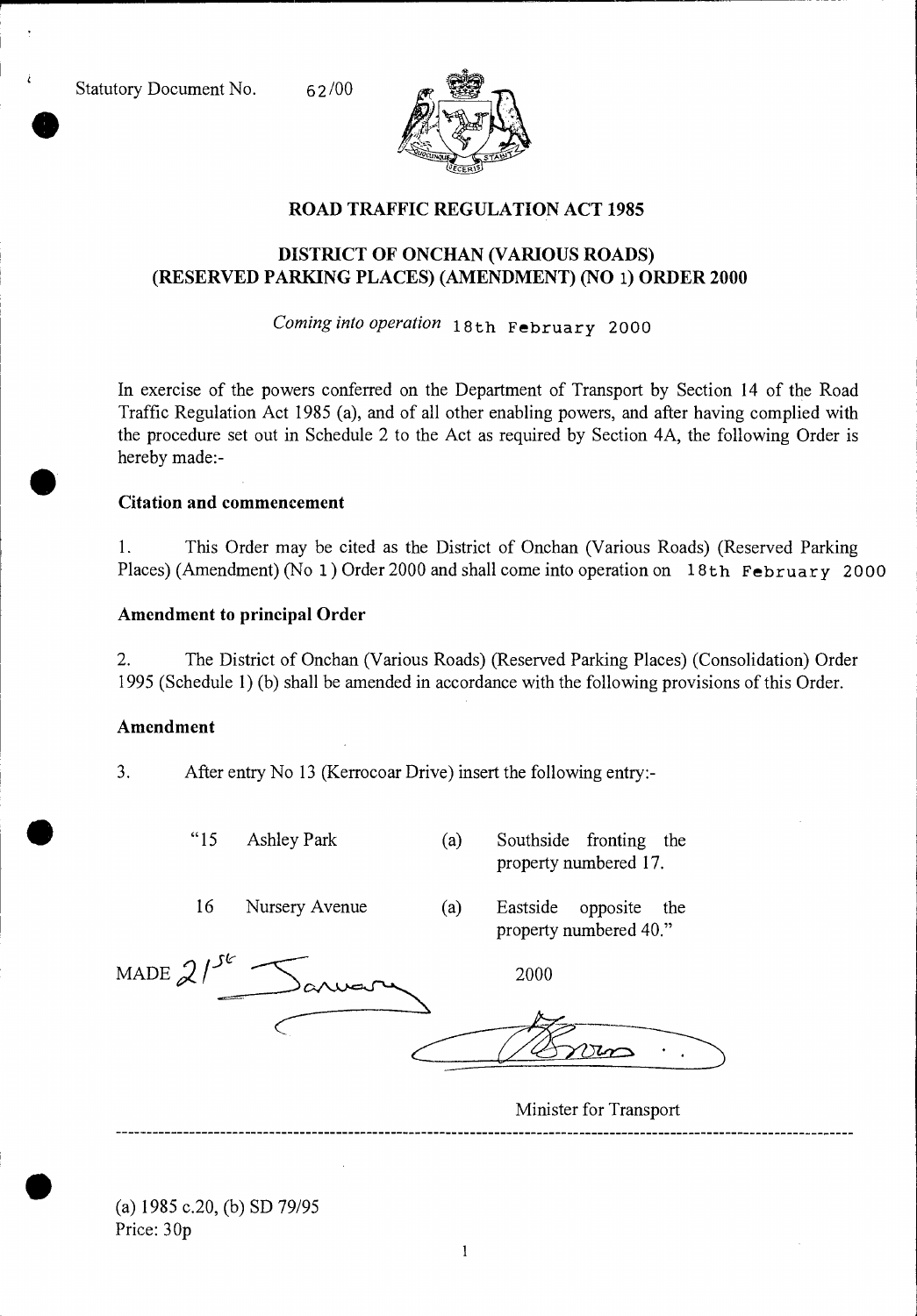Statutory Document No. 62/00

## ROAD TRAFFIC REGULATION ACT 1985

## DISTRICT OF ONCHAN (VARIOUS ROADS) (RESERVED PARKING PLACES) (AMENDMENT) (NO 1) ORDER 2000

*Coming into operation* 18th February 2000

In exercise of the powers conferred on the Department of Transport by Section 14 of the Road Traffic Regulation Act 1985 (a), and of all other enabling powers, and after having complied with the procedure set out in Schedule 2 to the Act as required by Section 4A, the following Order is hereby made:-

### Citation and commencement

1. This Order may be cited as the District of Onchan (Various Roads) (Reserved Parking Places) (Amendment) (No 1) Order 2000 and shall come into operation on 18th February 2000

### Amendment to principal Order

2. The District of Onchan (Various Roads) (Reserved Parking Places) (Consolidation) Order 1995 (Schedule 1) (b) shall be amended in accordance with the following provisions of this Order.

### Amendment

3. After entry No 13 (Kerrocoar Drive) insert the following entry:-

| | | | |
|---|---|---|---|
| "15 | Ashley Park | (a) | Southside fronting the property numbered 17. |
| 16 | Nursery Avenue | (a) | Eastside opposite the property numbered 40." |

MADE 21st January 2000

Minister for Transport

---

(a) 1985 c.20, (b) SD 79/95

Price: 30p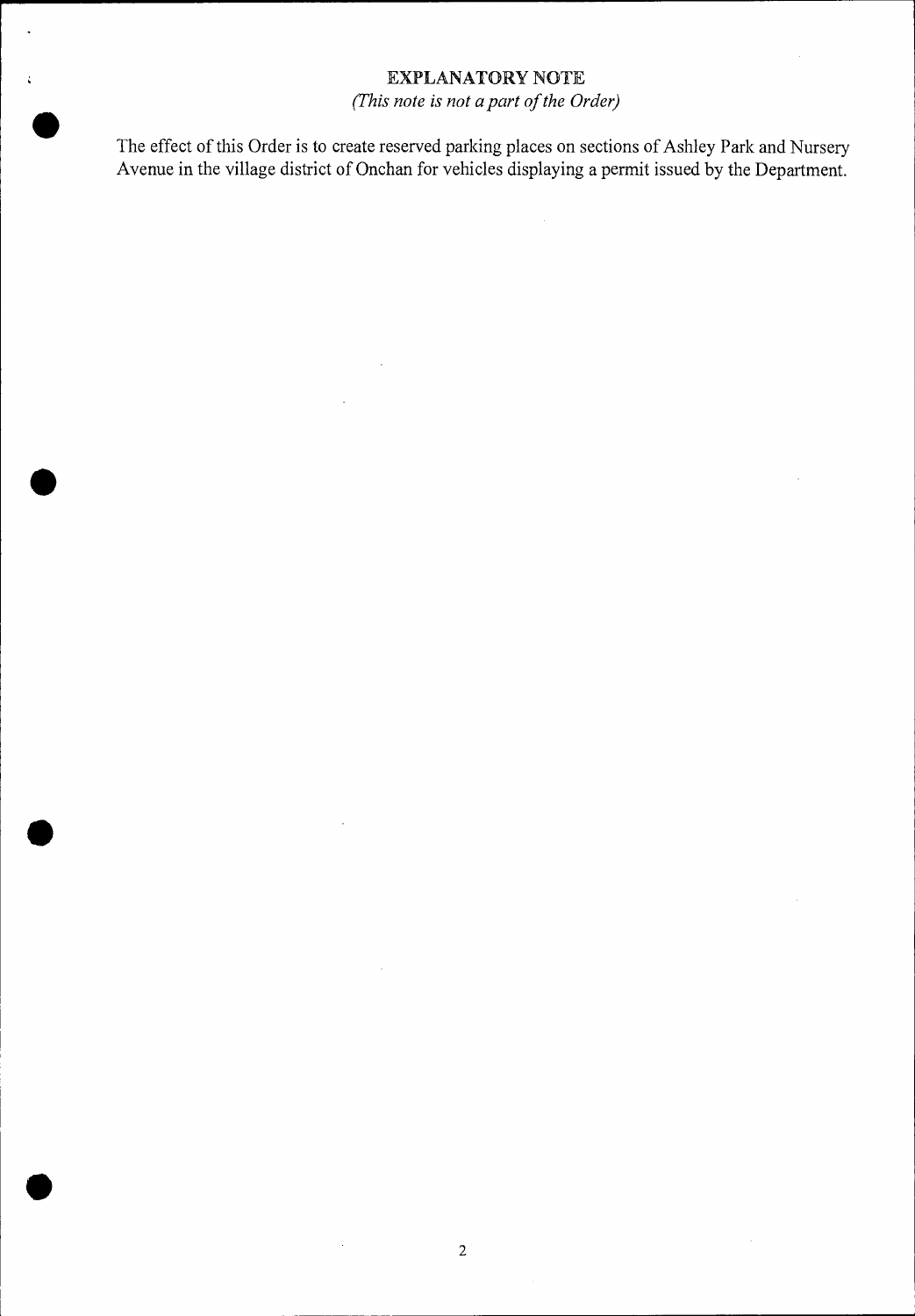## EXPLANATORY NOTE

*(This note is not a part of the Order)*

The effect of this Order is to create reserved parking places on sections of Ashley Park and Nursery Avenue in the village district of Onchan for vehicles displaying a permit issued by the Department.